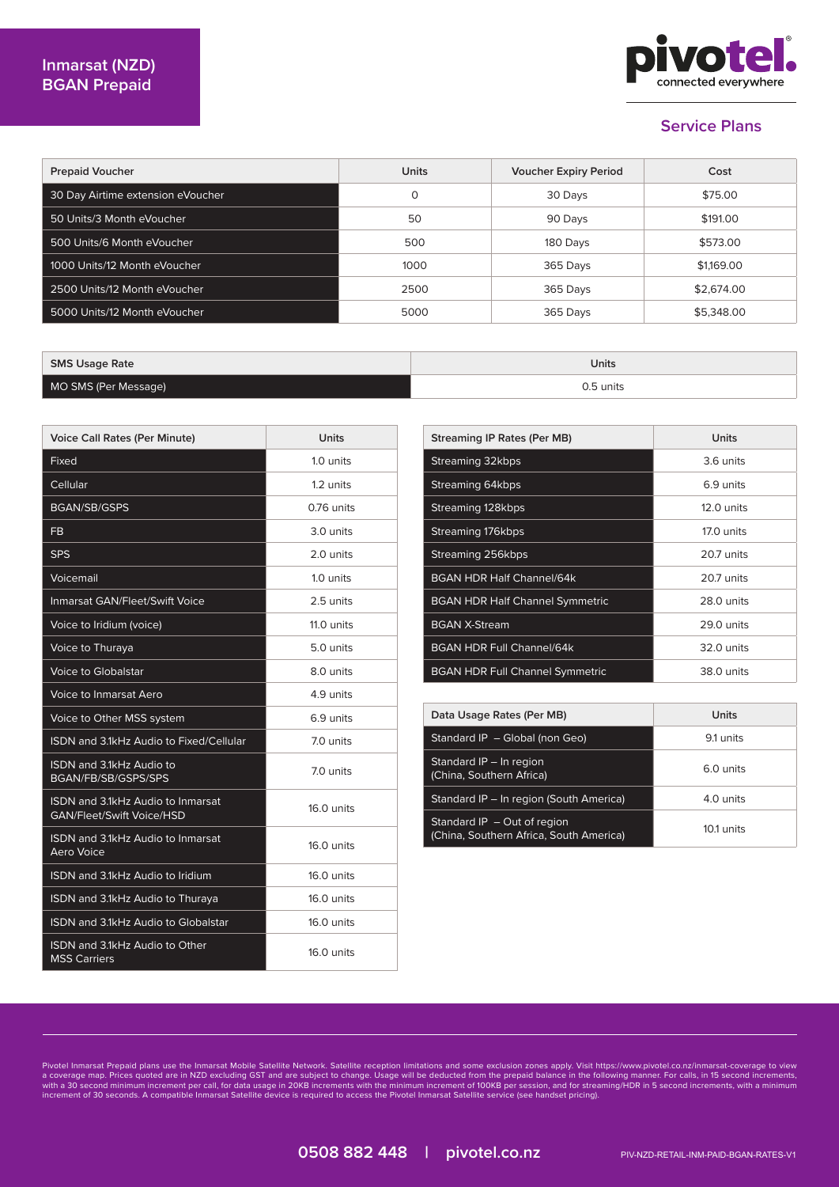# Inmarsat (NZD) BGAN Prepaid

pivotel. connected everywhere

## Service Plans

| Prepaid Voucher | Units | Voucher Expiry Period | Cost |
|---|---|---|---|
| 30 Day Airtime extension eVoucher | 0 | 30 Days | $75.00 |
| 50 Units/3 Month eVoucher | 50 | 90 Days | $191.00 |
| 500 Units/6 Month eVoucher | 500 | 180 Days | $573.00 |
| 1000 Units/12 Month eVoucher | 1000 | 365 Days | $1,169.00 |
| 2500 Units/12 Month eVoucher | 2500 | 365 Days | $2,674.00 |
| 5000 Units/12 Month eVoucher | 5000 | 365 Days | $5,348.00 |

| SMS Usage Rate | Units |
|---|---|
| MO SMS (Per Message) | 0.5 units |

| Voice Call Rates (Per Minute) | Units |
|---|---|
| Fixed | 1.0 units |
| Cellular | 1.2 units |
| BGAN/SB/GSPS | 0.76 units |
| FB | 3.0 units |
| SPS | 2.0 units |
| Voicemail | 1.0 units |
| Inmarsat GAN/Fleet/Swift Voice | 2.5 units |
| Voice to Iridium (voice) | 11.0 units |
| Voice to Thuraya | 5.0 units |
| Voice to Globalstar | 8.0 units |
| Voice to Inmarsat Aero | 4.9 units |
| Voice to Other MSS system | 6.9 units |
| ISDN and 3.1kHz Audio to Fixed/Cellular | 7.0 units |
| ISDN and 3.1kHz Audio to BGAN/FB/SB/GSPS/SPS | 7.0 units |
| ISDN and 3.1kHz Audio to Inmarsat GAN/Fleet/Swift Voice/HSD | 16.0 units |
| ISDN and 3.1kHz Audio to Inmarsat Aero Voice | 16.0 units |
| ISDN and 3.1kHz Audio to Iridium | 16.0 units |
| ISDN and 3.1kHz Audio to Thuraya | 16.0 units |
| ISDN and 3.1kHz Audio to Globalstar | 16.0 units |
| ISDN and 3.1kHz Audio to Other MSS Carriers | 16.0 units |

| Streaming IP Rates (Per MB) | Units |
|---|---|
| Streaming 32kbps | 3.6 units |
| Streaming 64kbps | 6.9 units |
| Streaming 128kbps | 12.0 units |
| Streaming 176kbps | 17.0 units |
| Streaming 256kbps | 20.7 units |
| BGAN HDR Half Channel/64k | 20.7 units |
| BGAN HDR Half Channel Symmetric | 28.0 units |
| BGAN X-Stream | 29.0 units |
| BGAN HDR Full Channel/64k | 32.0 units |
| BGAN HDR Full Channel Symmetric | 38.0 units |

| Data Usage Rates (Per MB) | Units |
|---|---|
| Standard IP – Global (non Geo) | 9.1 units |
| Standard IP – In region (China, Southern Africa) | 6.0 units |
| Standard IP – In region (South America) | 4.0 units |
| Standard IP – Out of region (China, Southern Africa, South America) | 10.1 units |

Pivotel Inmarsat Prepaid plans use the Inmarsat Mobile Satellite Network. Satellite reception limitations and some exclusion zones apply. Visit https://www.pivotel.co.nz/inmarsat-coverage to view a coverage map. Prices quoted are in NZD excluding GST and are subject to change. Usage will be deducted from the prepaid balance in the following manner. For calls, in 15 second increments, with a 30 second minimum increment per call, for data usage in 20KB increments with the minimum increment of 100KB per session, and for streaming/HDR in 5 second increments, with a minimum increment of 30 seconds. A compatible Inmarsat Satellite device is required to access the Pivotel Inmarsat Satellite service (see handset pricing).

0508 882 448 | pivotel.co.nz

PIV-NZD-RETAIL-INM-PAID-BGAN-RATES-V1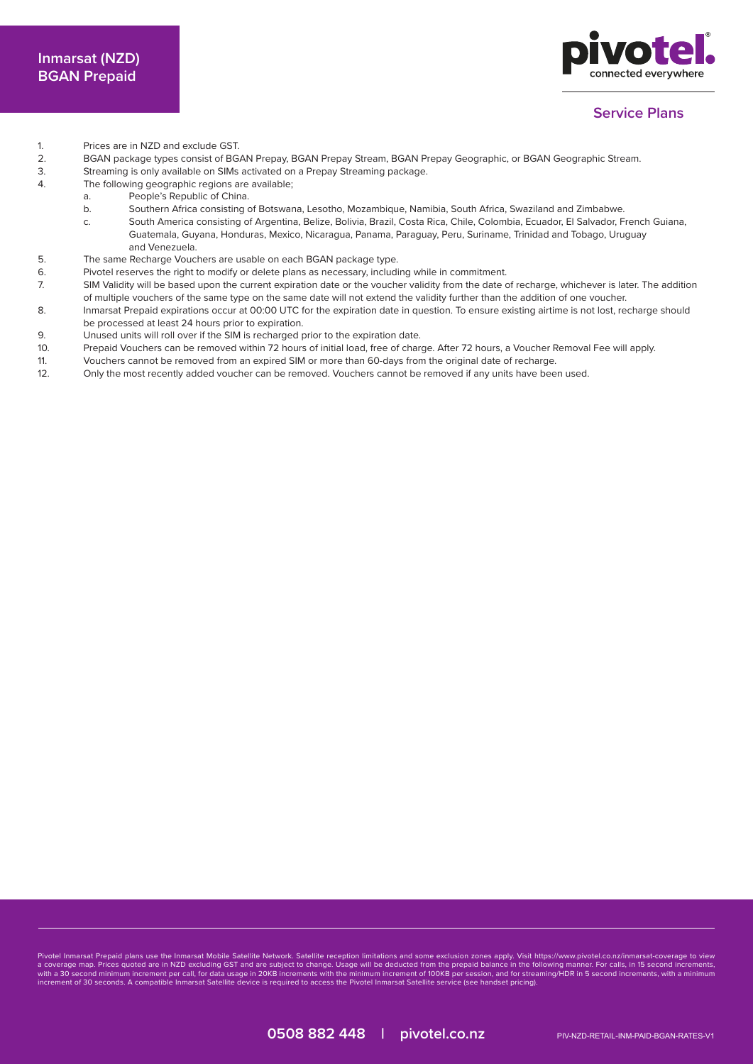# Inmarsat (NZD) BGAN Prepaid

## Service Plans

1. Prices are in NZD and exclude GST.
2. BGAN package types consist of BGAN Prepay, BGAN Prepay Stream, BGAN Prepay Geographic, or BGAN Geographic Stream.
3. Streaming is only available on SIMs activated on a Prepay Streaming package.
4. The following geographic regions are available;
   a. People's Republic of China.
   b. Southern Africa consisting of Botswana, Lesotho, Mozambique, Namibia, South Africa, Swaziland and Zimbabwe.
   c. South America consisting of Argentina, Belize, Bolivia, Brazil, Costa Rica, Chile, Colombia, Ecuador, El Salvador, French Guiana, Guatemala, Guyana, Honduras, Mexico, Nicaragua, Panama, Paraguay, Peru, Suriname, Trinidad and Tobago, Uruguay and Venezuela.
5. The same Recharge Vouchers are usable on each BGAN package type.
6. Pivotel reserves the right to modify or delete plans as necessary, including while in commitment.
7. SIM Validity will be based upon the current expiration date or the voucher validity from the date of recharge, whichever is later. The addition of multiple vouchers of the same type on the same date will not extend the validity further than the addition of one voucher.
8. Inmarsat Prepaid expirations occur at 00:00 UTC for the expiration date in question. To ensure existing airtime is not lost, recharge should be processed at least 24 hours prior to expiration.
9. Unused units will roll over if the SIM is recharged prior to the expiration date.
10. Prepaid Vouchers can be removed within 72 hours of initial load, free of charge. After 72 hours, a Voucher Removal Fee will apply.
11. Vouchers cannot be removed from an expired SIM or more than 60-days from the original date of recharge.
12. Only the most recently added voucher can be removed. Vouchers cannot be removed if any units have been used.

Pivotel Inmarsat Prepaid plans use the Inmarsat Mobile Satellite Network. Satellite reception limitations and some exclusion zones apply. Visit https://www.pivotel.co.nz/inmarsat-coverage to view a coverage map. Prices quoted are in NZD excluding GST and are subject to change. Usage will be deducted from the prepaid balance in the following manner. For calls, in 15 second increments, with a 30 second minimum increment per call, for data usage in 20KB increments with the minimum increment of 100KB per session, and for streaming/HDR in 5 second increments, with a minimum increment of 30 seconds. A compatible Inmarsat Satellite device is required to access the Pivotel Inmarsat Satellite service (see handset pricing).

0508 882 448 | pivotel.co.nz

PIV-NZD-RETAIL-INM-PAID-BGAN-RATES-V1